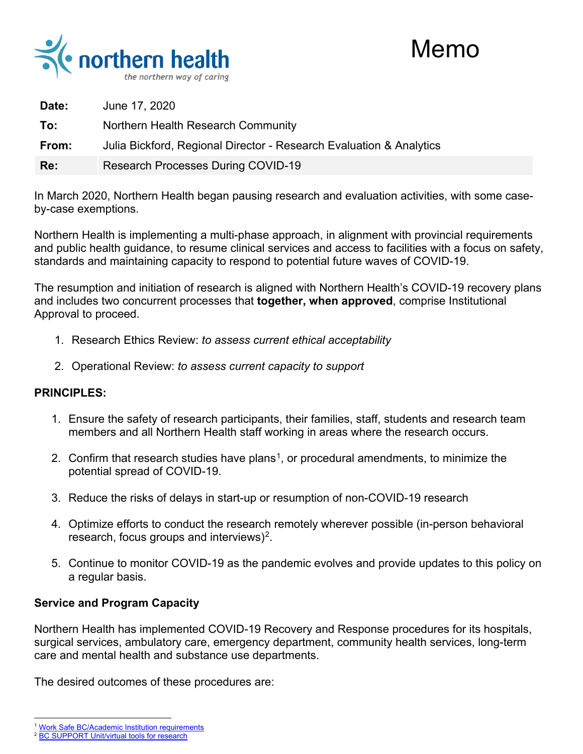# Memo

| | |
|---|---|
| **Date:** | June 17, 2020 |
| **To:** | Northern Health Research Community |
| **From:** | Julia Bickford, Regional Director - Research Evaluation & Analytics |
| **Re:** | Research Processes During COVID-19 |

In March 2020, Northern Health began pausing research and evaluation activities, with some case-by-case exemptions.

Northern Health is implementing a multi-phase approach, in alignment with provincial requirements and public health guidance, to resume clinical services and access to facilities with a focus on safety, standards and maintaining capacity to respond to potential future waves of COVID-19.

The resumption and initiation of research is aligned with Northern Health's COVID-19 recovery plans and includes two concurrent processes that **together, when approved**, comprise Institutional Approval to proceed.

1. Research Ethics Review: *to assess current ethical acceptability*
2. Operational Review: *to assess current capacity to support*

**PRINCIPLES:**

1. Ensure the safety of research participants, their families, staff, students and research team members and all Northern Health staff working in areas where the research occurs.
2. Confirm that research studies have plans[1], or procedural amendments, to minimize the potential spread of COVID-19.
3. Reduce the risks of delays in start-up or resumption of non-COVID-19 research
4. Optimize efforts to conduct the research remotely wherever possible (in-person behavioral research, focus groups and interviews)[2].
5. Continue to monitor COVID-19 as the pandemic evolves and provide updates to this policy on a regular basis.

**Service and Program Capacity**

Northern Health has implemented COVID-19 Recovery and Response procedures for its hospitals, surgical services, ambulatory care, emergency department, community health services, long-term care and mental health and substance use departments.

The desired outcomes of these procedures are:

---

[1] Work Safe BC/Academic Institution requirements

[2] BC SUPPORT Unit/virtual tools for research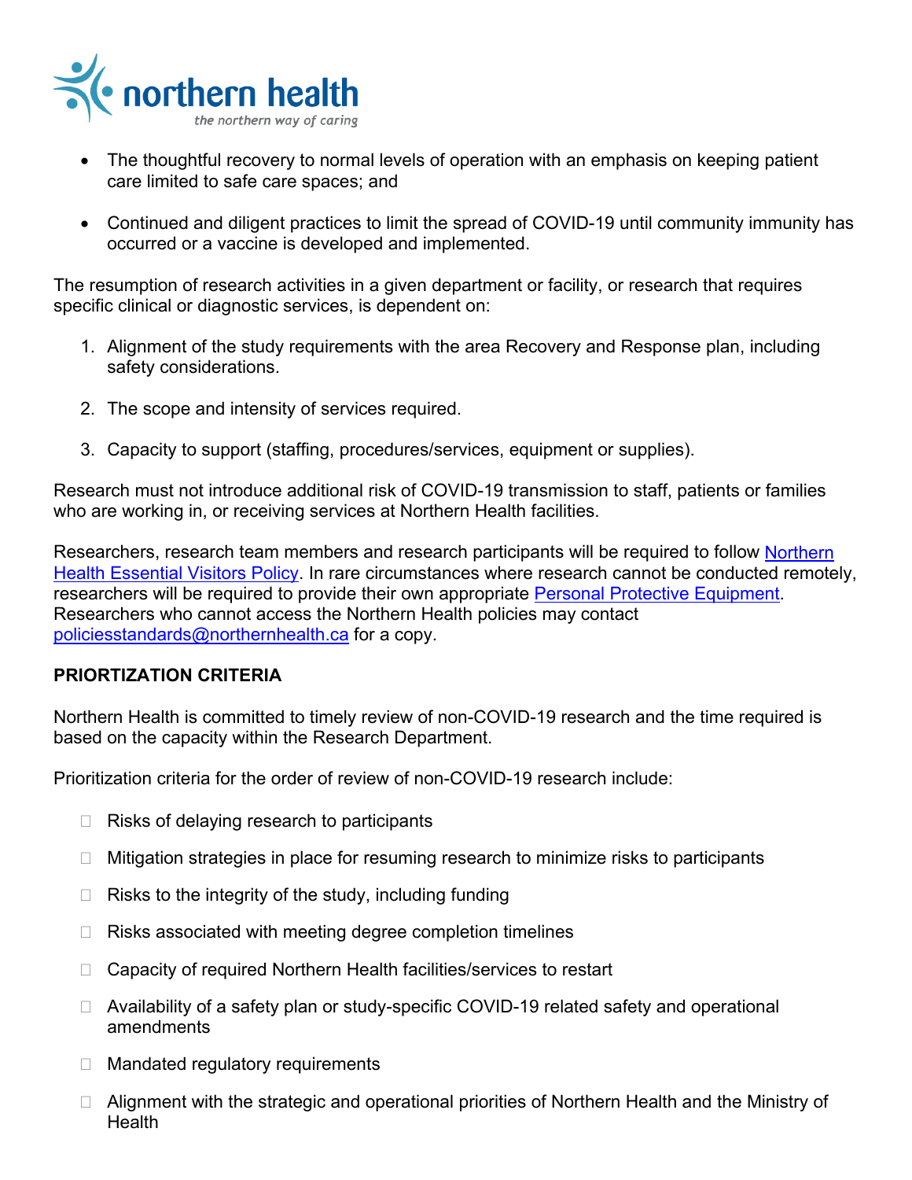- The thoughtful recovery to normal levels of operation with an emphasis on keeping patient care limited to safe care spaces; and
- Continued and diligent practices to limit the spread of COVID-19 until community immunity has occurred or a vaccine is developed and implemented.

The resumption of research activities in a given department or facility, or research that requires specific clinical or diagnostic services, is dependent on:

1. Alignment of the study requirements with the area Recovery and Response plan, including safety considerations.
2. The scope and intensity of services required.
3. Capacity to support (staffing, procedures/services, equipment or supplies).

Research must not introduce additional risk of COVID-19 transmission to staff, patients or families who are working in, or receiving services at Northern Health facilities.

Researchers, research team members and research participants will be required to follow Northern Health Essential Visitors Policy. In rare circumstances where research cannot be conducted remotely, researchers will be required to provide their own appropriate Personal Protective Equipment. Researchers who cannot access the Northern Health policies may contact policiesstandards@northernhealth.ca for a copy.

**PRIORTIZATION CRITERIA**

Northern Health is committed to timely review of non-COVID-19 research and the time required is based on the capacity within the Research Department.

Prioritization criteria for the order of review of non-COVID-19 research include:

- Risks of delaying research to participants
- Mitigation strategies in place for resuming research to minimize risks to participants
- Risks to the integrity of the study, including funding
- Risks associated with meeting degree completion timelines
- Capacity of required Northern Health facilities/services to restart
- Availability of a safety plan or study-specific COVID-19 related safety and operational amendments
- Mandated regulatory requirements
- Alignment with the strategic and operational priorities of Northern Health and the Ministry of Health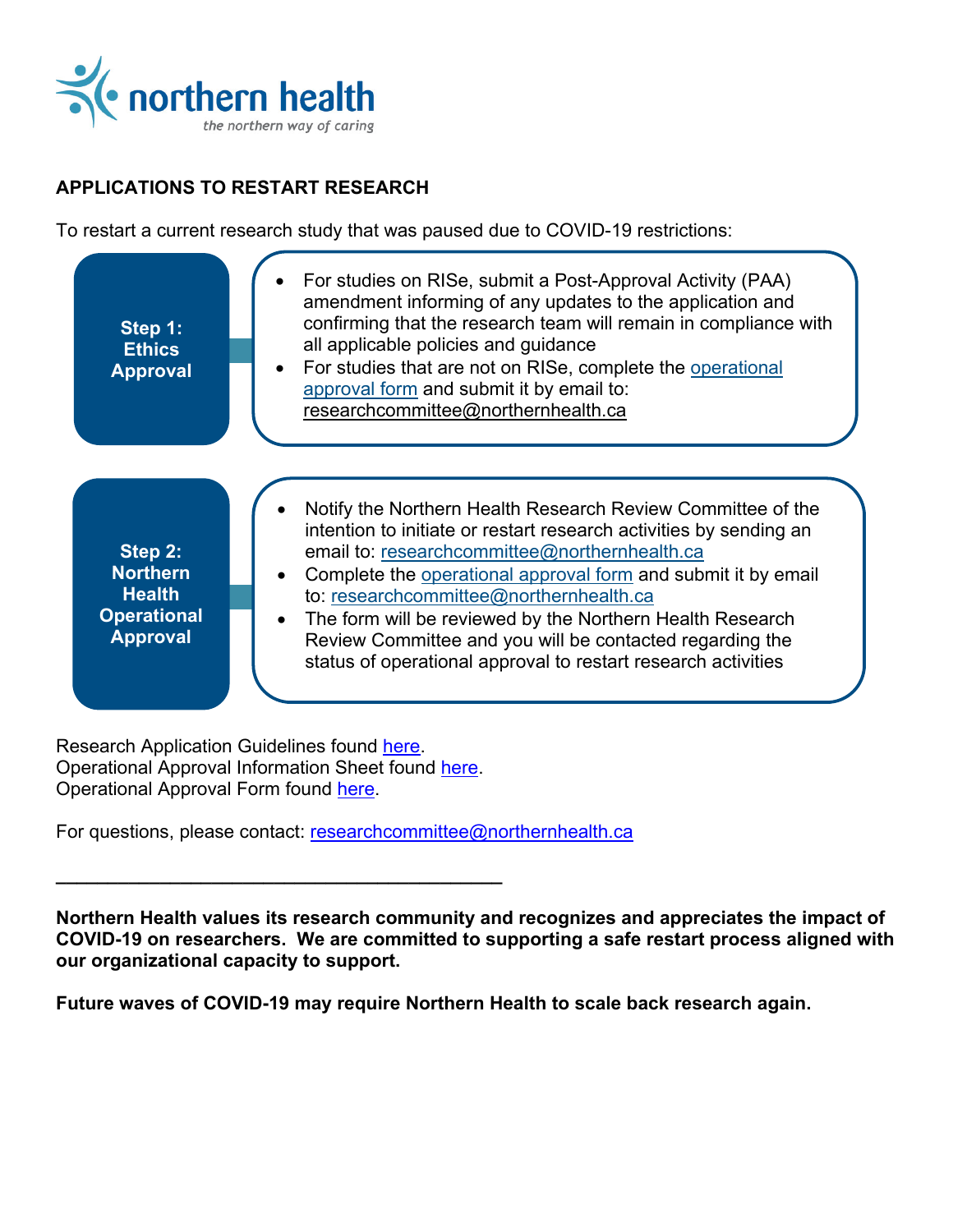northern health
*the northern way of caring*

## APPLICATIONS TO RESTART RESEARCH

To restart a current research study that was paused due to COVID-19 restrictions:

**Step 1: Ethics Approval**

- For studies on RISe, submit a Post-Approval Activity (PAA) amendment informing of any updates to the application and confirming that the research team will remain in compliance with all applicable policies and guidance
- For studies that are not on RISe, complete the operational approval form and submit it by email to: researchcommittee@northernhealth.ca

**Step 2: Northern Health Operational Approval**

- Notify the Northern Health Research Review Committee of the intention to initiate or restart research activities by sending an email to: researchcommittee@northernhealth.ca
- Complete the operational approval form and submit it by email to: researchcommittee@northernhealth.ca
- The form will be reviewed by the Northern Health Research Review Committee and you will be contacted regarding the status of operational approval to restart research activities

Research Application Guidelines found here.
Operational Approval Information Sheet found here.
Operational Approval Form found here.

For questions, please contact: researchcommittee@northernhealth.ca

---

**Northern Health values its research community and recognizes and appreciates the impact of COVID-19 on researchers. We are committed to supporting a safe restart process aligned with our organizational capacity to support.**

**Future waves of COVID-19 may require Northern Health to scale back research again.**